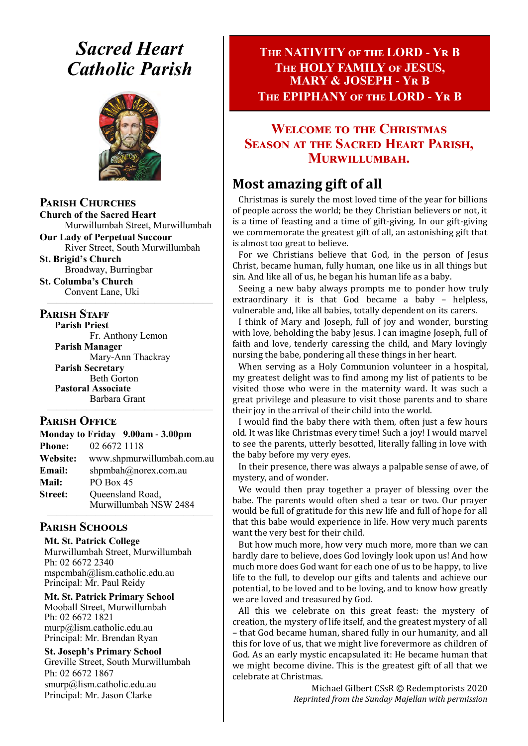# *Sacred Heart Catholic Parish*

## Parish Churches

**Church of the Sacred Heart**
Murwillumbah Street, Murwillumbah

**Our Lady of Perpetual Succour**
River Street, South Murwillumbah

**St. Brigid's Church**
Broadway, Burringbar

**St. Columba's Church**
Convent Lane, Uki

## Parish Staff

**Parish Priest**
Fr. Anthony Lemon

**Parish Manager**
Mary-Ann Thackray

**Parish Secretary**
Beth Gorton

**Pastoral Associate**
Barbara Grant

## Parish Office

**Monday to Friday 9.00am - 3.00pm**

**Phone:** 02 6672 1118
**Website:** www.shpmurwillumbah.com.au
**Email:** shpmbah@norex.com.au
**Mail:** PO Box 45
**Street:** Queensland Road, Murwillumbah NSW 2484

## Parish Schools

**Mt. St. Patrick College**
Murwillumbah Street, Murwillumbah
Ph: 02 6672 2340
mspcmbah@lism.catholic.edu.au
Principal: Mr. Paul Reidy

**Mt. St. Patrick Primary School**
Mooball Street, Murwillumbah
Ph: 02 6672 1821
murp@lism.catholic.edu.au
Principal: Mr. Brendan Ryan

**St. Joseph's Primary School**
Greville Street, South Murwillumbah
Ph: 02 6672 1867
smurp@lism.catholic.edu.au
Principal: Mr. Jason Clarke

# The NATIVITY of the LORD - Yr B
# The HOLY FAMILY of JESUS, MARY & JOSEPH - Yr B
# The EPIPHANY of the LORD - Yr B

## Welcome to the Christmas Season at the Sacred Heart Parish, Murwillumbah.

## Most amazing gift of all

Christmas is surely the most loved time of the year for billions of people across the world; be they Christian believers or not, it is a time of feasting and a time of gift-giving. In our gift-giving we commemorate the greatest gift of all, an astonishing gift that is almost too great to believe.

For we Christians believe that God, in the person of Jesus Christ, became human, fully human, one like us in all things but sin. And like all of us, he began his human life as a baby.

Seeing a new baby always prompts me to ponder how truly extraordinary it is that God became a baby – helpless, vulnerable and, like all babies, totally dependent on its carers.

I think of Mary and Joseph, full of joy and wonder, bursting with love, beholding the baby Jesus. I can imagine Joseph, full of faith and love, tenderly caressing the child, and Mary lovingly nursing the babe, pondering all these things in her heart.

When serving as a Holy Communion volunteer in a hospital, my greatest delight was to find among my list of patients to be visited those who were in the maternity ward. It was such a great privilege and pleasure to visit those parents and to share their joy in the arrival of their child into the world.

I would find the baby there with them, often just a few hours old. It was like Christmas every time! Such a joy! I would marvel to see the parents, utterly besotted, literally falling in love with the baby before my very eyes.

In their presence, there was always a palpable sense of awe, of mystery, and of wonder.

We would then pray together a prayer of blessing over the babe. The parents would often shed a tear or two. Our prayer would be full of gratitude for this new life and-full of hope for all that this babe would experience in life. How very much parents want the very best for their child.

But how much more, how very much more, more than we can hardly dare to believe, does God lovingly look upon us! And how much more does God want for each one of us to be happy, to live life to the full, to develop our gifts and talents and achieve our potential, to be loved and to be loving, and to know how greatly we are loved and treasured by God.

All this we celebrate on this great feast: the mystery of creation, the mystery of life itself, and the greatest mystery of all – that God became human, shared fully in our humanity, and all this for love of us, that we might live forevermore as children of God. As an early mystic encapsulated it: He became human that we might become divine. This is the greatest gift of all that we celebrate at Christmas.

Michael Gilbert CSsR © Redemptorists 2020
*Reprinted from the Sunday Majellan with permission*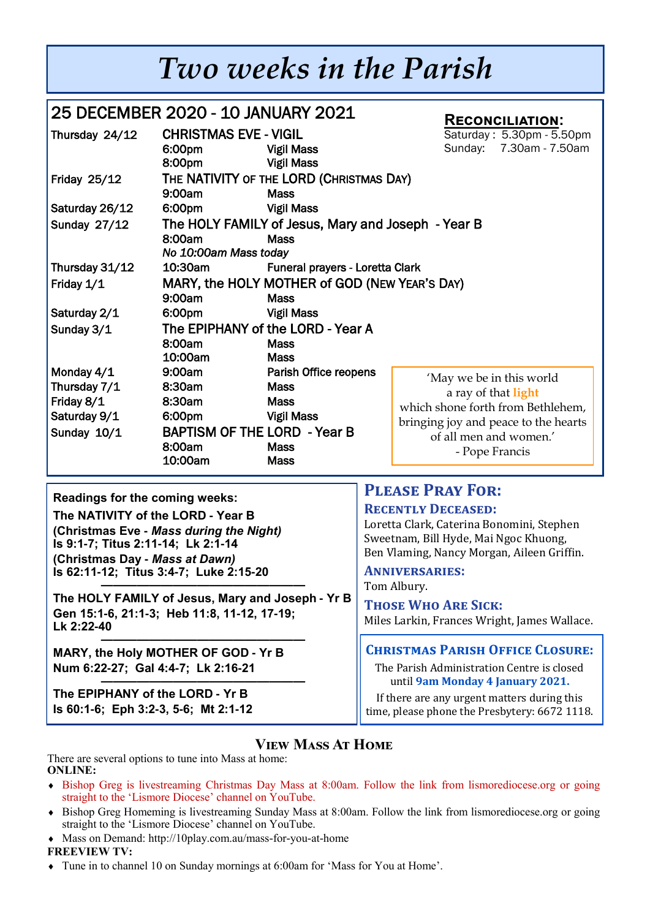# Two weeks in the Parish

## 25 DECEMBER 2020 - 10 JANUARY 2021

| | | |
|---|---|---|
| Thursday 24/12 | CHRISTMAS EVE - VIGIL | |
| | 6:00pm | Vigil Mass |
| | 8:00pm | Vigil Mass |
| Friday 25/12 | THE NATIVITY OF THE LORD (CHRISTMAS DAY) | |
| | 9:00am | Mass |
| Saturday 26/12 | 6:00pm | Vigil Mass |
| Sunday 27/12 | The HOLY FAMILY of Jesus, Mary and Joseph - Year B | |
| | 8:00am | Mass |
| | *No 10:00am Mass today* | |
| Thursday 31/12 | 10:30am | Funeral prayers - Loretta Clark |
| Friday 1/1 | MARY, the HOLY MOTHER of GOD (NEW YEAR'S DAY) | |
| | 9:00am | Mass |
| Saturday 2/1 | 6:00pm | Vigil Mass |
| Sunday 3/1 | The EPIPHANY of the LORD - Year A | |
| | 8:00am | Mass |
| | 10:00am | Mass |
| Monday 4/1 | 9:00am | Parish Office reopens |
| Thursday 7/1 | 8:30am | Mass |
| Friday 8/1 | 8:30am | Mass |
| Saturday 9/1 | 6:00pm | Vigil Mass |
| Sunday 10/1 | BAPTISM OF THE LORD - Year B | |
| | 8:00am | Mass |
| | 10:00am | Mass |

### RECONCILIATION:

Saturday : 5.30pm - 5.50pm
Sunday: 7.30am - 7.50am

'May we be in this world
a ray of that **light**
which shone forth from Bethlehem,
bringing joy and peace to the hearts
of all men and women.'
- Pope Francis

**Readings for the coming weeks:**

**The NATIVITY of the LORD - Year B**
**(Christmas Eve - *Mass during the Night*)**
**Is 9:1-7; Titus 2:11-14; Lk 2:1-14**
**(Christmas Day - *Mass at Dawn*)**
**Is 62:11-12; Titus 3:4-7; Luke 2:15-20**

---

**The HOLY FAMILY of Jesus, Mary and Joseph - Yr B**
**Gen 15:1-6, 21:1-3; Heb 11:8, 11-12, 17-19; Lk 2:22-40**

---

**MARY, the Holy MOTHER OF GOD - Yr B**
**Num 6:22-27; Gal 4:4-7; Lk 2:16-21**

---

**The EPIPHANY of the LORD - Yr B**
**Is 60:1-6; Eph 3:2-3, 5-6; Mt 2:1-12**

## PLEASE PRAY FOR:

### RECENTLY DECEASED:

Loretta Clark, Caterina Bonomini, Stephen Sweetnam, Bill Hyde, Mai Ngoc Khuong, Ben Vlaming, Nancy Morgan, Aileen Griffin.

### ANNIVERSARIES:

Tom Albury.

### THOSE WHO ARE SICK:

Miles Larkin, Frances Wright, James Wallace.

### CHRISTMAS PARISH OFFICE CLOSURE:

The Parish Administration Centre is closed until **9am Monday 4 January 2021.**

If there are any urgent matters during this time, please phone the Presbytery: 6672 1118.

## VIEW MASS AT HOME

There are several options to tune into Mass at home:
**ONLINE:**

- Bishop Greg is livestreaming Christmas Day Mass at 8:00am. Follow the link from lismorediocese.org or going straight to the 'Lismore Diocese' channel on YouTube.
- Bishop Greg Homeming is livestreaming Sunday Mass at 8:00am. Follow the link from lismorediocese.org or going straight to the 'Lismore Diocese' channel on YouTube.
- Mass on Demand: http://10play.com.au/mass-for-you-at-home

**FREEVIEW TV:**

- Tune in to channel 10 on Sunday mornings at 6:00am for 'Mass for You at Home'.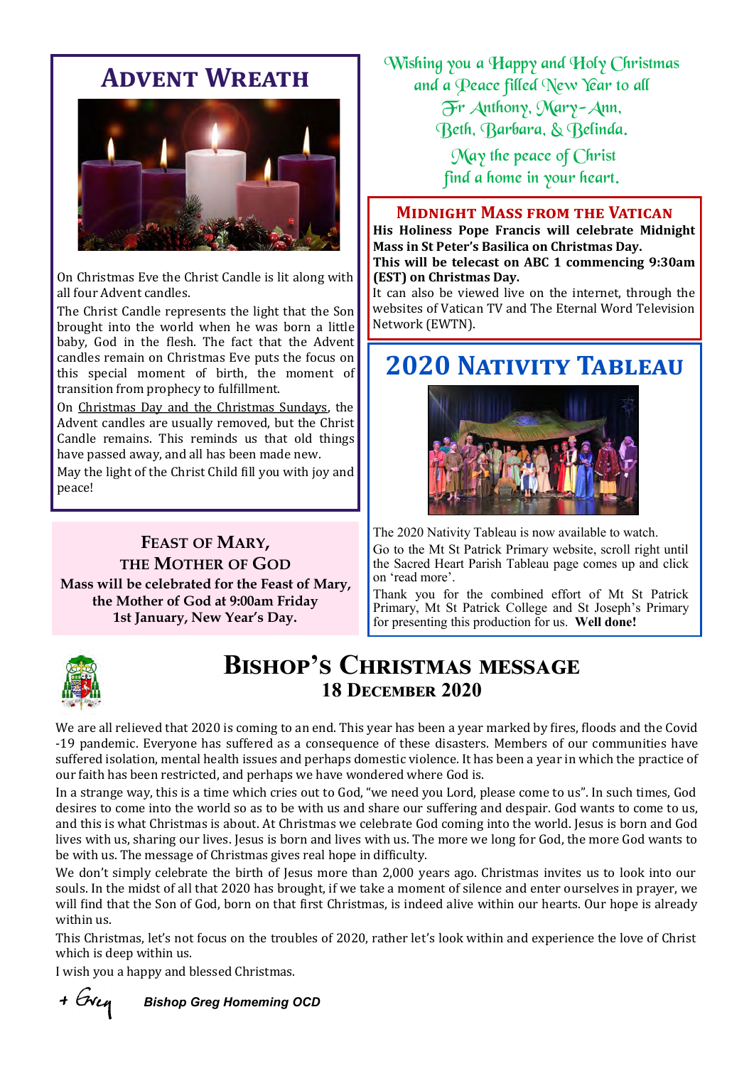## Advent Wreath

On Christmas Eve the Christ Candle is lit along with all four Advent candles.

The Christ Candle represents the light that the Son brought into the world when he was born a little baby, God in the flesh. The fact that the Advent candles remain on Christmas Eve puts the focus on this special moment of birth, the moment of transition from prophecy to fulfillment.

On Christmas Day and the Christmas Sundays, the Advent candles are usually removed, but the Christ Candle remains. This reminds us that old things have passed away, and all has been made new.

May the light of the Christ Child fill you with joy and peace!

## Feast of Mary, the Mother of God

**Mass will be celebrated for the Feast of Mary, the Mother of God at 9:00am Friday 1st January, New Year's Day.**

*Wishing you a Happy and Holy Christmas and a Peace filled New Year to all*
*Fr Anthony, Mary-Ann, Beth, Barbara, & Belinda.*

*May the peace of Christ find a home in your heart.*

## Midnight Mass from the Vatican

**His Holiness Pope Francis will celebrate Midnight Mass in St Peter's Basilica on Christmas Day.**
**This will be telecast on ABC 1 commencing 9:30am (EST) on Christmas Day.**

It can also be viewed live on the internet, through the websites of Vatican TV and The Eternal Word Television Network (EWTN).

## 2020 Nativity Tableau

The 2020 Nativity Tableau is now available to watch.

Go to the Mt St Patrick Primary website, scroll right until the Sacred Heart Parish Tableau page comes up and click on 'read more'.

Thank you for the combined effort of Mt St Patrick Primary, Mt St Patrick College and St Joseph's Primary for presenting this production for us. **Well done!**

## Bishop's Christmas message
### 18 December 2020

We are all relieved that 2020 is coming to an end. This year has been a year marked by fires, floods and the Covid-19 pandemic. Everyone has suffered as a consequence of these disasters. Members of our communities have suffered isolation, mental health issues and perhaps domestic violence. It has been a year in which the practice of our faith has been restricted, and perhaps we have wondered where God is.

In a strange way, this is a time which cries out to God, "we need you Lord, please come to us". In such times, God desires to come into the world so as to be with us and share our suffering and despair. God wants to come to us, and this is what Christmas is about. At Christmas we celebrate God coming into the world. Jesus is born and God lives with us, sharing our lives. Jesus is born and lives with us. The more we long for God, the more God wants to be with us. The message of Christmas gives real hope in difficulty.

We don't simply celebrate the birth of Jesus more than 2,000 years ago. Christmas invites us to look into our souls. In the midst of all that 2020 has brought, if we take a moment of silence and enter ourselves in prayer, we will find that the Son of God, born on that first Christmas, is indeed alive within our hearts. Our hope is already within us.

This Christmas, let's not focus on the troubles of 2020, rather let's look within and experience the love of Christ which is deep within us.

I wish you a happy and blessed Christmas.

+ Greg *Bishop Greg Homeming OCD*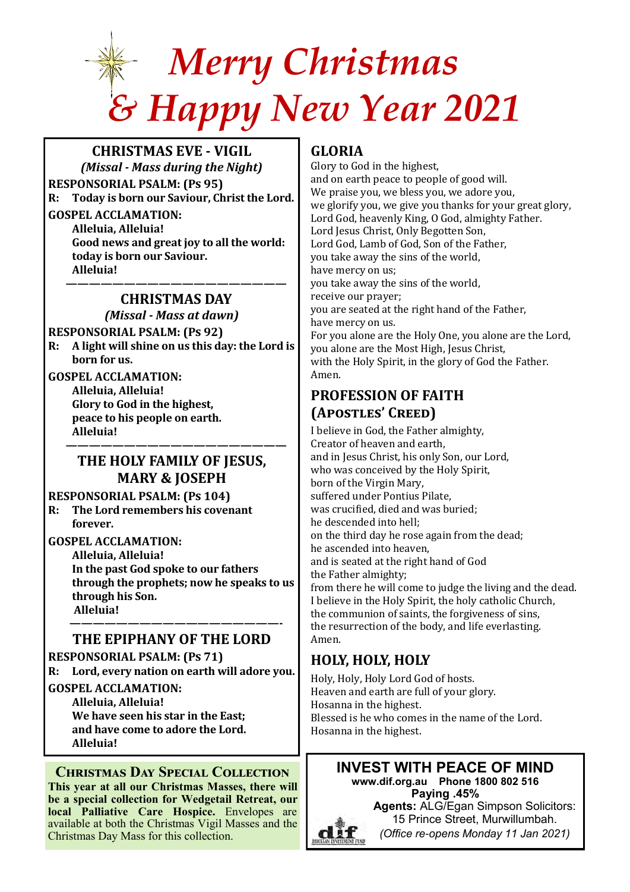# Merry Christmas & Happy New Year 2021

## CHRISTMAS EVE - VIGIL

*(Missal - Mass during the Night)*

**RESPONSORIAL PSALM: (Ps 95)**

**R: Today is born our Saviour, Christ the Lord.**

**GOSPEL ACCLAMATION:**

**Alleluia, Alleluia!**
**Good news and great joy to all the world: today is born our Saviour.**
**Alleluia!**

---

## CHRISTMAS DAY

*(Missal - Mass at dawn)*

**RESPONSORIAL PSALM: (Ps 92)**

**R: A light will shine on us this day: the Lord is born for us.**

**GOSPEL ACCLAMATION:**

**Alleluia, Alleluia!**
**Glory to God in the highest, peace to his people on earth.**
**Alleluia!**

---

## THE HOLY FAMILY OF JESUS, MARY & JOSEPH

**RESPONSORIAL PSALM: (Ps 104)**

**R: The Lord remembers his covenant forever.**

**GOSPEL ACCLAMATION:**

**Alleluia, Alleluia!**
**In the past God spoke to our fathers through the prophets; now he speaks to us through his Son.**
**Alleluia!**

---

## THE EPIPHANY OF THE LORD

**RESPONSORIAL PSALM: (Ps 71)**

**R: Lord, every nation on earth will adore you.**

**GOSPEL ACCLAMATION:**

**Alleluia, Alleluia!**
**We have seen his star in the East; and have come to adore the Lord.**
**Alleluia!**

### Christmas Day Special Collection

**This year at all our Christmas Masses, there will be a special collection for Wedgetail Retreat, our local Palliative Care Hospice.** Envelopes are available at both the Christmas Vigil Masses and the Christmas Day Mass for this collection.

## GLORIA

Glory to God in the highest,
and on earth peace to people of good will.
We praise you, we bless you, we adore you,
we glorify you, we give you thanks for your great glory,
Lord God, heavenly King, O God, almighty Father.
Lord Jesus Christ, Only Begotten Son,
Lord God, Lamb of God, Son of the Father,
you take away the sins of the world,
have mercy on us;
you take away the sins of the world,
receive our prayer;
you are seated at the right hand of the Father,
have mercy on us.
For you alone are the Holy One, you alone are the Lord,
you alone are the Most High, Jesus Christ,
with the Holy Spirit, in the glory of God the Father.
Amen.

## PROFESSION OF FAITH (Apostles' Creed)

I believe in God, the Father almighty,
Creator of heaven and earth,
and in Jesus Christ, his only Son, our Lord,
who was conceived by the Holy Spirit,
born of the Virgin Mary,
suffered under Pontius Pilate,
was crucified, died and was buried;
he descended into hell;
on the third day he rose again from the dead;
he ascended into heaven,
and is seated at the right hand of God
the Father almighty;
from there he will come to judge the living and the dead.
I believe in the Holy Spirit, the holy catholic Church,
the communion of saints, the forgiveness of sins,
the resurrection of the body, and life everlasting.
Amen.

## HOLY, HOLY, HOLY

Holy, Holy, Holy Lord God of hosts.
Heaven and earth are full of your glory.
Hosanna in the highest.
Blessed is he who comes in the name of the Lord.
Hosanna in the highest.

### INVEST WITH PEACE OF MIND

**www.dif.org.au Phone 1800 802 516**

**Paying .45%**

**Agents:** ALG/Egan Simpson Solicitors:
15 Prince Street, Murwillumbah.
*(Office re-opens Monday 11 Jan 2021)*

dif DIOCESAN INVESTMENT FUND